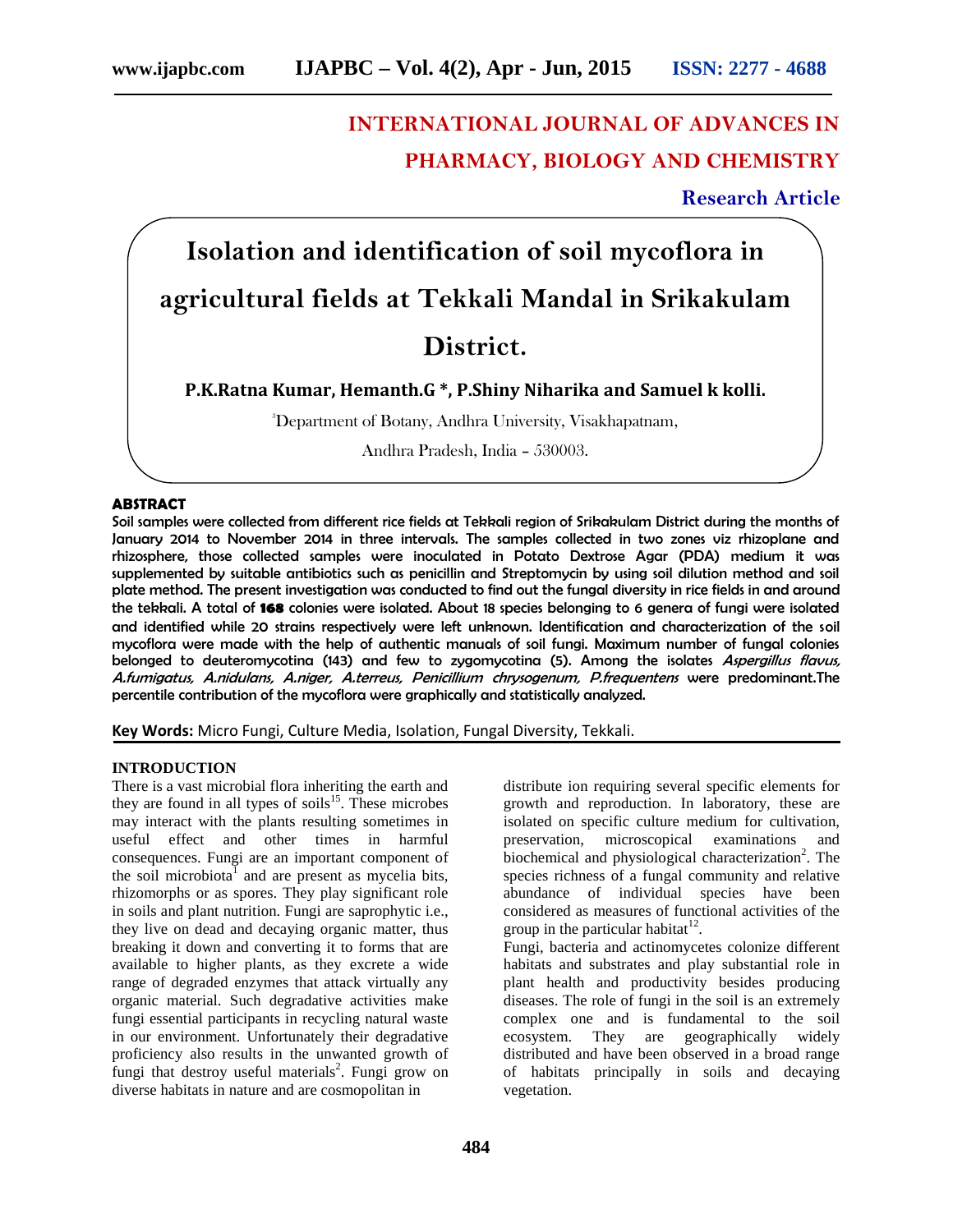# INTERNATIONAL JOURNAL OF ADVANCES IN PHARMACY, BIOLOGY AND CHEMISTRY

**Research Article**

# Isolation and identification of soil mycoflora in agricultural fields at Tekkali Mandal in Srikakulam District.

**P.K.Ratna Kumar, Hemanth.G \*, P.Shiny Niharika and Samuel k kolli.**

[3]Department of Botany, Andhra University, Visakhapatnam, Andhra Pradesh, India – 530003.

## ABSTRACT

**Soil samples were collected from different rice fields at Tekkali region of Srikakulam District during the months of January 2014 to November 2014 in three intervals. The samples collected in two zones viz rhizoplane and rhizosphere, those collected samples were inoculated in Potato Dextrose Agar (PDA) medium it was supplemented by suitable antibiotics such as penicillin and Streptomycin by using soil dilution method and soil plate method. The present investigation was conducted to find out the fungal diversity in rice fields in and around the tekkali. A total of 168 colonies were isolated. About 18 species belonging to 6 genera of fungi were isolated and identified while 20 strains respectively were left unknown. Identification and characterization of the soil mycoflora were made with the help of authentic manuals of soil fungi. Maximum number of fungal colonies belonged to deuteromycotina (143) and few to zygomycotina (5). Among the isolates *Aspergillus flavus, A.fumigatus, A.nidulans, A.niger, A.terreus, Penicillium chrysogenum, P.frequentens* were predominant.The percentile contribution of the mycoflora were graphically and statistically analyzed.**

**Key Words:** Micro Fungi, Culture Media, Isolation, Fungal Diversity, Tekkali.

## INTRODUCTION

There is a vast microbial flora inheriting the earth and they are found in all types of soils[15]. These microbes may interact with the plants resulting sometimes in useful effect and other times in harmful consequences. Fungi are an important component of the soil microbiota[1] and are present as mycelia bits, rhizomorphs or as spores. They play significant role in soils and plant nutrition. Fungi are saprophytic i.e., they live on dead and decaying organic matter, thus breaking it down and converting it to forms that are available to higher plants, as they excrete a wide range of degraded enzymes that attack virtually any organic material. Such degradative activities make fungi essential participants in recycling natural waste in our environment. Unfortunately their degradative proficiency also results in the unwanted growth of fungi that destroy useful materials[2]. Fungi grow on diverse habitats in nature and are cosmopolitan in distribute ion requiring several specific elements for growth and reproduction. In laboratory, these are isolated on specific culture medium for cultivation, preservation, microscopical examinations and biochemical and physiological characterization[2]. The species richness of a fungal community and relative abundance of individual species have been considered as measures of functional activities of the group in the particular habitat[12].

Fungi, bacteria and actinomycetes colonize different habitats and substrates and play substantial role in plant health and productivity besides producing diseases. The role of fungi in the soil is an extremely complex one and is fundamental to the soil ecosystem. They are geographically widely distributed and have been observed in a broad range of habitats principally in soils and decaying vegetation.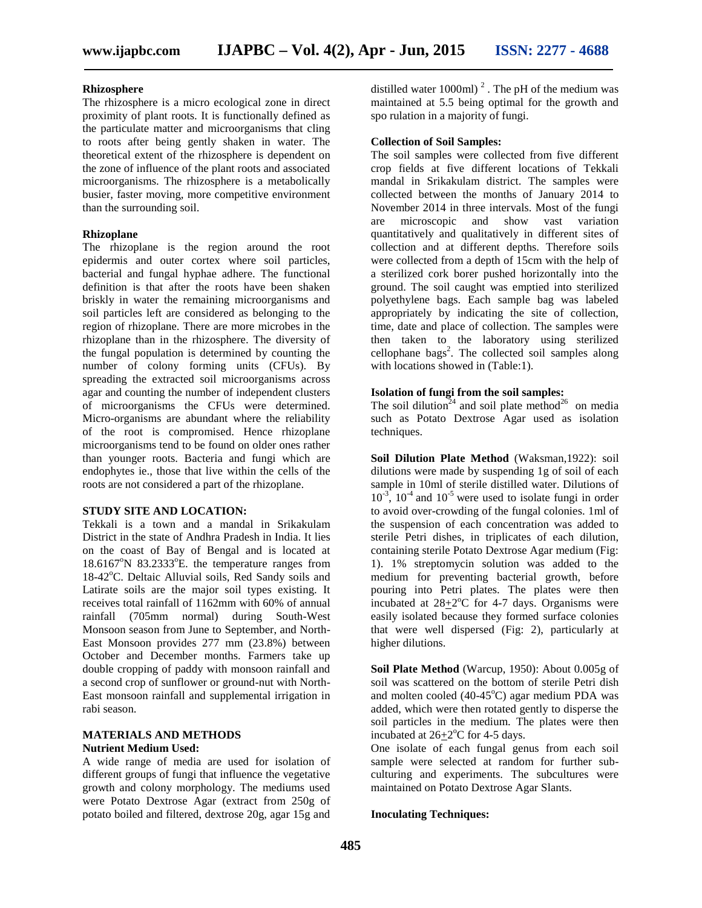### Rhizosphere

The rhizosphere is a micro ecological zone in direct proximity of plant roots. It is functionally defined as the particulate matter and microorganisms that cling to roots after being gently shaken in water. The theoretical extent of the rhizosphere is dependent on the zone of influence of the plant roots and associated microorganisms. The rhizosphere is a metabolically busier, faster moving, more competitive environment than the surrounding soil.

### Rhizoplane

The rhizoplane is the region around the root epidermis and outer cortex where soil particles, bacterial and fungal hyphae adhere. The functional definition is that after the roots have been shaken briskly in water the remaining microorganisms and soil particles left are considered as belonging to the region of rhizoplane. There are more microbes in the rhizoplane than in the rhizosphere. The diversity of the fungal population is determined by counting the number of colony forming units (CFUs). By spreading the extracted soil microorganisms across agar and counting the number of independent clusters of microorganisms the CFUs were determined. Micro-organisms are abundant where the reliability of the root is compromised. Hence rhizoplane microorganisms tend to be found on older ones rather than younger roots. Bacteria and fungi which are endophytes ie., those that live within the cells of the roots are not considered a part of the rhizoplane.

## STUDY SITE AND LOCATION:

Tekkali is a town and a mandal in Srikakulam District in the state of Andhra Pradesh in India. It lies on the coast of Bay of Bengal and is located at 18.6167°N 83.2333°E. the temperature ranges from 18-42°C. Deltaic Alluvial soils, Red Sandy soils and Latirate soils are the major soil types existing. It receives total rainfall of 1162mm with 60% of annual rainfall (705mm normal) during South-West Monsoon season from June to September, and North-East Monsoon provides 277 mm (23.8%) between October and December months. Farmers take up double cropping of paddy with monsoon rainfall and a second crop of sunflower or ground-nut with North-East monsoon rainfall and supplemental irrigation in rabi season.

## MATERIALS AND METHODS

### Nutrient Medium Used:

A wide range of media are used for isolation of different groups of fungi that influence the vegetative growth and colony morphology. The mediums used were Potato Dextrose Agar (extract from 250g of potato boiled and filtered, dextrose 20g, agar 15g and distilled water 1000ml) [2]. The pH of the medium was maintained at 5.5 being optimal for the growth and spo rulation in a majority of fungi.

### Collection of Soil Samples:

The soil samples were collected from five different crop fields at five different locations of Tekkali mandal in Srikakulam district. The samples were collected between the months of January 2014 to November 2014 in three intervals. Most of the fungi are microscopic and show vast variation quantitatively and qualitatively in different sites of collection and at different depths. Therefore soils were collected from a depth of 15cm with the help of a sterilized cork borer pushed horizontally into the ground. The soil caught was emptied into sterilized polyethylene bags. Each sample bag was labeled appropriately by indicating the site of collection, time, date and place of collection. The samples were then taken to the laboratory using sterilized cellophane bags[2]. The collected soil samples along with locations showed in (Table:1).

### Isolation of fungi from the soil samples:

The soil dilution[24] and soil plate method[26] on media such as Potato Dextrose Agar used as isolation techniques.

**Soil Dilution Plate Method** (Waksman,1922): soil dilutions were made by suspending 1g of soil of each sample in 10ml of sterile distilled water. Dilutions of $10^{-3}$, $10^{-4}$ and $10^{-5}$ were used to isolate fungi in order to avoid over-crowding of the fungal colonies. 1ml of the suspension of each concentration was added to sterile Petri dishes, in triplicates of each dilution, containing sterile Potato Dextrose Agar medium (Fig: 1). 1% streptomycin solution was added to the medium for preventing bacterial growth, before pouring into Petri plates. The plates were then incubated at $28\pm2$°C for 4-7 days. Organisms were easily isolated because they formed surface colonies that were well dispersed (Fig: 2), particularly at higher dilutions.

**Soil Plate Method** (Warcup, 1950): About 0.005g of soil was scattered on the bottom of sterile Petri dish and molten cooled (40-45°C) agar medium PDA was added, which were then rotated gently to disperse the soil particles in the medium. The plates were then incubated at $26\pm2$°C for 4-5 days.

One isolate of each fungal genus from each soil sample were selected at random for further sub-culturing and experiments. The subcultures were maintained on Potato Dextrose Agar Slants.

### Inoculating Techniques: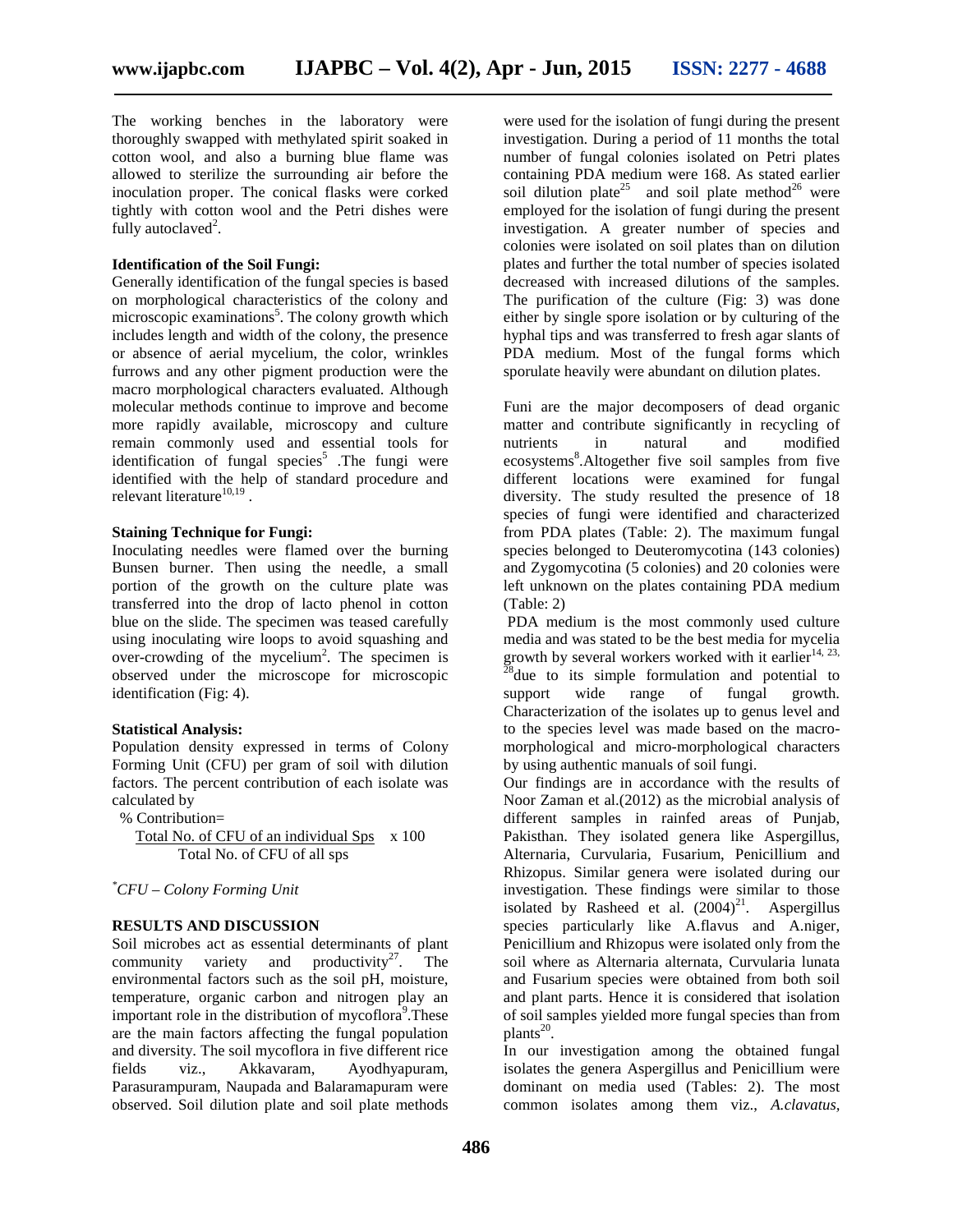The working benches in the laboratory were thoroughly swapped with methylated spirit soaked in cotton wool, and also a burning blue flame was allowed to sterilize the surrounding air before the inoculation proper. The conical flasks were corked tightly with cotton wool and the Petri dishes were fully autoclaved[2].

**Identification of the Soil Fungi:**

Generally identification of the fungal species is based on morphological characteristics of the colony and microscopic examinations[5]. The colony growth which includes length and width of the colony, the presence or absence of aerial mycelium, the color, wrinkles furrows and any other pigment production were the macro morphological characters evaluated. Although molecular methods continue to improve and become more rapidly available, microscopy and culture remain commonly used and essential tools for identification of fungal species[5] .The fungi were identified with the help of standard procedure and relevant literature[10,19] .

**Staining Technique for Fungi:**

Inoculating needles were flamed over the burning Bunsen burner. Then using the needle, a small portion of the growth on the culture plate was transferred into the drop of lacto phenol in cotton blue on the slide. The specimen was teased carefully using inoculating wire loops to avoid squashing and over-crowding of the mycelium[2]. The specimen is observed under the microscope for microscopic identification (Fig: 4).

**Statistical Analysis:**

Population density expressed in terms of Colony Forming Unit (CFU) per gram of soil with dilution factors. The percent contribution of each isolate was calculated by

$$\% \text{ Contribution} = \frac{\text{Total No. of CFU of an individual Sps}}{\text{Total No. of CFU of all sps}} \times 100$$

*\*CFU – Colony Forming Unit*

**RESULTS AND DISCUSSION**

Soil microbes act as essential determinants of plant community variety and productivity[27]. The environmental factors such as the soil pH, moisture, temperature, organic carbon and nitrogen play an important role in the distribution of mycoflora[9].These are the main factors affecting the fungal population and diversity. The soil mycoflora in five different rice fields viz., Akkavaram, Ayodhyapuram, Parasurampuram, Naupada and Balaramapuram were observed. Soil dilution plate and soil plate methods were used for the isolation of fungi during the present investigation. During a period of 11 months the total number of fungal colonies isolated on Petri plates containing PDA medium were 168. As stated earlier soil dilution plate[25] and soil plate method[26] were employed for the isolation of fungi during the present investigation. A greater number of species and colonies were isolated on soil plates than on dilution plates and further the total number of species isolated decreased with increased dilutions of the samples. The purification of the culture (Fig: 3) was done either by single spore isolation or by culturing of the hyphal tips and was transferred to fresh agar slants of PDA medium. Most of the fungal forms which sporulate heavily were abundant on dilution plates.

Funi are the major decomposers of dead organic matter and contribute significantly in recycling of nutrients in natural and modified ecosystems[8].Altogether five soil samples from five different locations were examined for fungal diversity. The study resulted the presence of 18 species of fungi were identified and characterized from PDA plates (Table: 2). The maximum fungal species belonged to Deuteromycotina (143 colonies) and Zygomycotina (5 colonies) and 20 colonies were left unknown on the plates containing PDA medium (Table: 2)

PDA medium is the most commonly used culture media and was stated to be the best media for mycelia growth by several workers worked with it earlier[14, 23, 28]due to its simple formulation and potential to support wide range of fungal growth. Characterization of the isolates up to genus level and to the species level was made based on the macro-morphological and micro-morphological characters by using authentic manuals of soil fungi.

Our findings are in accordance with the results of Noor Zaman et al.(2012) as the microbial analysis of different samples in rainfed areas of Punjab, Pakisthan. They isolated genera like Aspergillus, Alternaria, Curvularia, Fusarium, Penicillium and Rhizopus. Similar genera were isolated during our investigation. These findings were similar to those isolated by Rasheed et al. (2004)[21]. Aspergillus species particularly like A.flavus and A.niger, Penicillium and Rhizopus were isolated only from the soil where as Alternaria alternata, Curvularia lunata and Fusarium species were obtained from both soil and plant parts. Hence it is considered that isolation of soil samples yielded more fungal species than from plants[20].

In our investigation among the obtained fungal isolates the genera Aspergillus and Penicillium were dominant on media used (Tables: 2). The most common isolates among them viz., *A.clavatus,*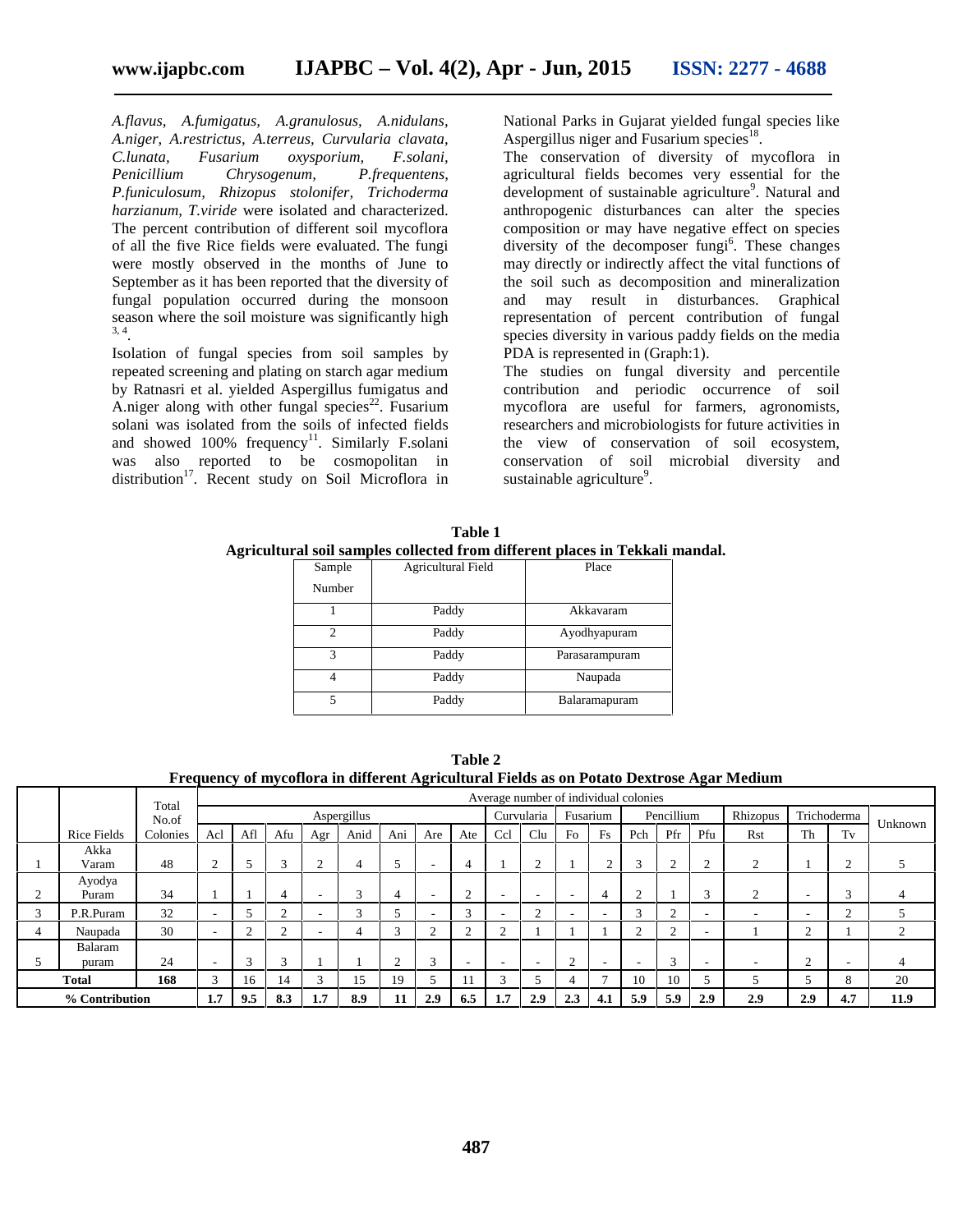*A.flavus, A.fumigatus, A.granulosus, A.nidulans, A.niger, A.restrictus, A.terreus, Curvularia clavata, C.lunata, Fusarium oxysporium, F.solani, Penicillium Chrysogenum, P.frequentens, P.funiculosum, Rhizopus stolonifer, Trichoderma harzianum, T.viride* were isolated and characterized. The percent contribution of different soil mycoflora of all the five Rice fields were evaluated. The fungi were mostly observed in the months of June to September as it has been reported that the diversity of fungal population occurred during the monsoon season where the soil moisture was significantly high [3, 4].

Isolation of fungal species from soil samples by repeated screening and plating on starch agar medium by Ratnasri et al. yielded Aspergillus fumigatus and A.niger along with other fungal species[22]. Fusarium solani was isolated from the soils of infected fields and showed 100% frequency[11]. Similarly F.solani was also reported to be cosmopolitan in distribution[17]. Recent study on Soil Microflora in National Parks in Gujarat yielded fungal species like Aspergillus niger and Fusarium species[18].

The conservation of diversity of mycoflora in agricultural fields becomes very essential for the development of sustainable agriculture[9]. Natural and anthropogenic disturbances can alter the species composition or may have negative effect on species diversity of the decomposer fungi[6]. These changes may directly or indirectly affect the vital functions of the soil such as decomposition and mineralization and may result in disturbances. Graphical representation of percent contribution of fungal species diversity in various paddy fields on the media PDA is represented in (Graph:1).

The studies on fungal diversity and percentile contribution and periodic occurrence of soil mycoflora are useful for farmers, agronomists, researchers and microbiologists for future activities in the view of conservation of soil ecosystem, conservation of soil microbial diversity and sustainable agriculture[9].

**Table 1**
**Agricultural soil samples collected from different places in Tekkali mandal.**

| Sample Number | Agricultural Field | Place |
|---|---|---|
| 1 | Paddy | Akkavaram |
| 2 | Paddy | Ayodhyapuram |
| 3 | Paddy | Parasarampuram |
| 4 | Paddy | Naupada |
| 5 | Paddy | Balaramapuram |

**Table 2**
**Frequency of mycoflora in different Agricultural Fields as on Potato Dextrose Agar Medium**

| | Rice Fields | Total No.of Colonies | Average number of individual colonies | | | | | | | | | | | | | | | | | | | |
|---|---|---|---|---|---|---|---|---|---|---|---|---|---|---|---|---|---|---|---|---|---|
| | | | Aspergillus | | | | | | | | Curvularia | | Fusarium | | Pencillium | | | Rhizopus | Trichoderma | | Unknown |
| | | | Acl | Afl | Afu | Agr | Anid | Ani | Are | Ate | Ccl | Clu | Fo | Fs | Pch | Pfr | Pfu | Rst | Th | Tv | |
| 1 | Akka Varam | 48 | 2 | 5 | 3 | 2 | 4 | 5 | - | 4 | 1 | 2 | 1 | 2 | 3 | 2 | 2 | 2 | 1 | 2 | 5 |
| 2 | Ayodya Puram | 34 | 1 | 1 | 4 | - | 3 | 4 | - | 2 | - | - | - | 4 | 2 | 1 | 3 | 2 | - | 3 | 4 |
| 3 | P.R.Puram | 32 | - | 5 | 2 | - | 3 | 5 | - | 3 | - | 2 | - | - | 3 | 2 | - | - | - | 2 | 5 |
| 4 | Naupada | 30 | - | 2 | 2 | - | 4 | 3 | 2 | 2 | 2 | 1 | 1 | 1 | 2 | 2 | - | 1 | 2 | 1 | 2 |
| 5 | Balaram puram | 24 | - | 3 | 3 | 1 | 1 | 2 | 3 | - | - | - | 2 | - | - | 3 | - | - | 2 | - | 4 |
| **Total** | | **168** | 3 | 16 | 14 | 3 | 15 | 19 | 5 | 11 | 3 | 5 | 4 | 7 | 10 | 10 | 5 | 5 | 5 | 8 | 20 |
| **% Contribution** | | | **1.7** | **9.5** | **8.3** | **1.7** | **8.9** | **11** | **2.9** | **6.5** | **1.7** | **2.9** | **2.3** | **4.1** | **5.9** | **5.9** | **2.9** | **2.9** | **2.9** | **4.7** | **11.9** |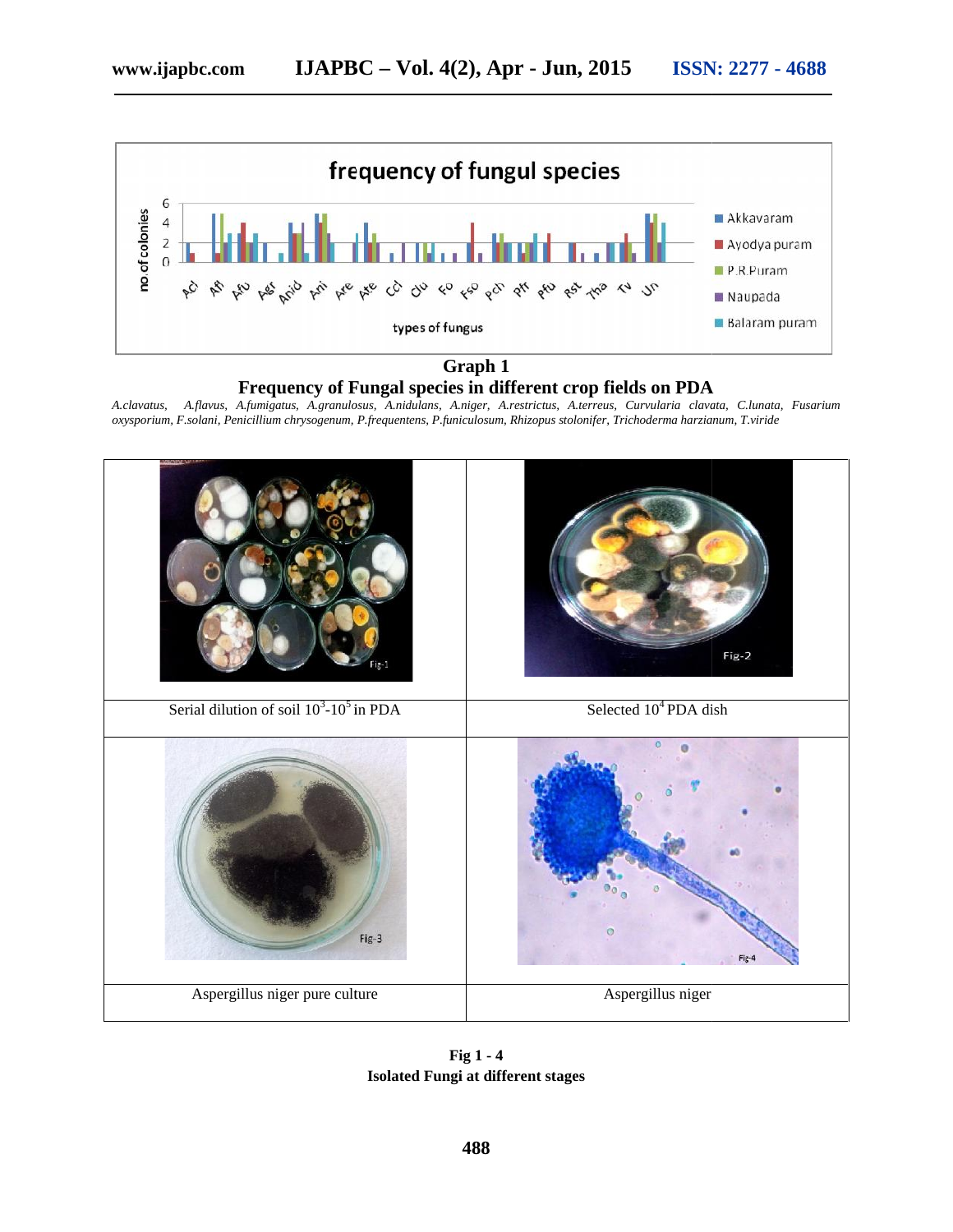**Graph 1**

**Frequency of Fungal species in different crop fields on PDA**

*A.clavatus, A.flavus, A.fumigatus, A.granulosus, A.nidulans, A.niger, A.restrictus, A.terreus, Curvularia clavata, C.lunata, Fusarium oxysporium, F.solani, Penicillium chrysogenum, P.frequentens, P.funiculosum, Rhizopus stolonifer, Trichoderma harzianum, T.viride*

| Serial dilution of soil $10^3$-$10^5$ in PDA | Selected $10^4$ PDA dish |
| --- | --- |
| Aspergillus niger pure culture | Aspergillus niger |

**Fig 1 - 4**

**Isolated Fungi at different stages**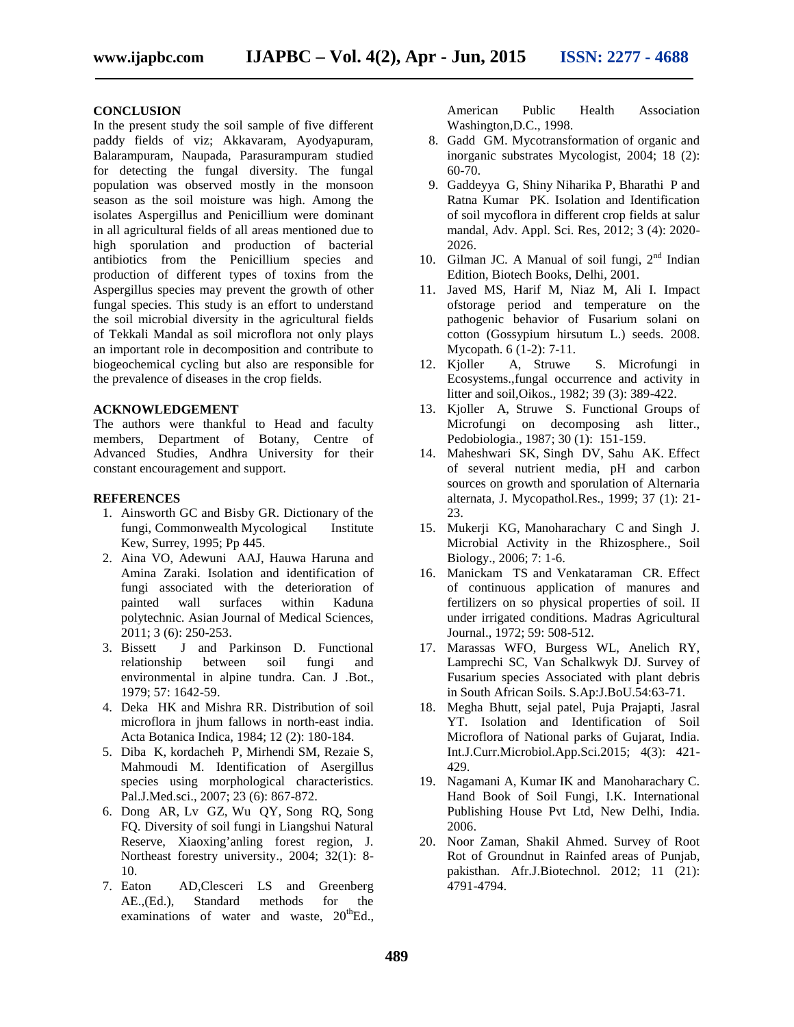## CONCLUSION

In the present study the soil sample of five different paddy fields of viz; Akkavaram, Ayodyapuram, Balarampuram, Naupada, Parasurampuram studied for detecting the fungal diversity. The fungal population was observed mostly in the monsoon season as the soil moisture was high. Among the isolates Aspergillus and Penicillium were dominant in all agricultural fields of all areas mentioned due to high sporulation and production of bacterial antibiotics from the Penicillium species and production of different types of toxins from the Aspergillus species may prevent the growth of other fungal species. This study is an effort to understand the soil microbial diversity in the agricultural fields of Tekkali Mandal as soil microflora not only plays an important role in decomposition and contribute to biogeochemical cycling but also are responsible for the prevalence of diseases in the crop fields.

## ACKNOWLEDGEMENT

The authors were thankful to Head and faculty members, Department of Botany, Centre of Advanced Studies, Andhra University for their constant encouragement and support.

## REFERENCES

1. Ainsworth GC and Bisby GR. Dictionary of the fungi, Commonwealth Mycological Institute Kew, Surrey, 1995; Pp 445.
2. Aina VO, Adewuni AAJ, Hauwa Haruna and Amina Zaraki. Isolation and identification of fungi associated with the deterioration of painted wall surfaces within Kaduna polytechnic. Asian Journal of Medical Sciences, 2011; 3 (6): 250-253.
3. Bissett J and Parkinson D. Functional relationship between soil fungi and environmental in alpine tundra. Can. J .Bot., 1979; 57: 1642-59.
4. Deka HK and Mishra RR. Distribution of soil microflora in jhum fallows in north-east india. Acta Botanica Indica, 1984; 12 (2): 180-184.
5. Diba K, kordacheh P, Mirhendi SM, Rezaie S, Mahmoudi M. Identification of Asergillus species using morphological characteristics. Pal.J.Med.sci., 2007; 23 (6): 867-872.
6. Dong AR, Lv GZ, Wu QY, Song RQ, Song FQ. Diversity of soil fungi in Liangshui Natural Reserve, Xiaoxing'anling forest region, J. Northeast forestry university., 2004; 32(1): 8-10.
7. Eaton AD,Clesceri LS and Greenberg AE.,(Ed.), Standard methods for the examinations of water and waste, 20thEd., American Public Health Association Washington,D.C., 1998.
8. Gadd GM. Mycotransformation of organic and inorganic substrates Mycologist, 2004; 18 (2): 60-70.
9. Gaddeyya G, Shiny Niharika P, Bharathi P and Ratna Kumar PK. Isolation and Identification of soil mycoflora in different crop fields at salur mandal, Adv. Appl. Sci. Res, 2012; 3 (4): 2020-2026.
10. Gilman JC. A Manual of soil fungi, 2nd Indian Edition, Biotech Books, Delhi, 2001.
11. Javed MS, Harif M, Niaz M, Ali I. Impact ofstorage period and temperature on the pathogenic behavior of Fusarium solani on cotton (Gossypium hirsutum L.) seeds. 2008. Mycopath. 6 (1-2): 7-11.
12. Kjoller A, Struwe S. Microfungi in Ecosystems.,fungal occurrence and activity in litter and soil,Oikos., 1982; 39 (3): 389-422.
13. Kjoller A, Struwe S. Functional Groups of Microfungi on decomposing ash litter., Pedobiologia., 1987; 30 (1): 151-159.
14. Maheshwari SK, Singh DV, Sahu AK. Effect of several nutrient media, pH and carbon sources on growth and sporulation of Alternaria alternata, J. Mycopathol.Res., 1999; 37 (1): 21-23.
15. Mukerji KG, Manoharachary C and Singh J. Microbial Activity in the Rhizosphere., Soil Biology., 2006; 7: 1-6.
16. Manickam TS and Venkataraman CR. Effect of continuous application of manures and fertilizers on so physical properties of soil. II under irrigated conditions. Madras Agricultural Journal., 1972; 59: 508-512.
17. Marassas WFO, Burgess WL, Anelich RY, Lamprechi SC, Van Schalkwyk DJ. Survey of Fusarium species Associated with plant debris in South African Soils. S.Ap:J.BoU.54:63-71.
18. Megha Bhutt, sejal patel, Puja Prajapti, Jasral YT. Isolation and Identification of Soil Microflora of National parks of Gujarat, India. Int.J.Curr.Microbiol.App.Sci.2015; 4(3): 421-429.
19. Nagamani A, Kumar IK and Manoharachary C. Hand Book of Soil Fungi, I.K. International Publishing House Pvt Ltd, New Delhi, India. 2006.
20. Noor Zaman, Shakil Ahmed. Survey of Root Rot of Groundnut in Rainfed areas of Punjab, pakisthan. Afr.J.Biotechnol. 2012; 11 (21): 4791-4794.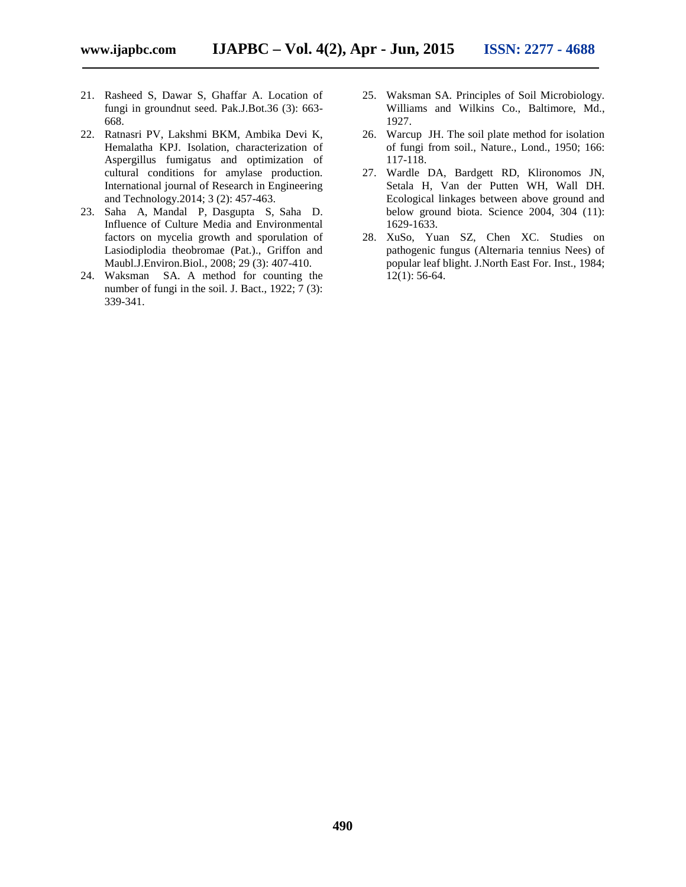21. Rasheed S, Dawar S, Ghaffar A. Location of fungi in groundnut seed. Pak.J.Bot.36 (3): 663-668.
22. Ratnasri PV, Lakshmi BKM, Ambika Devi K, Hemalatha KPJ. Isolation, characterization of Aspergillus fumigatus and optimization of cultural conditions for amylase production. International journal of Research in Engineering and Technology.2014; 3 (2): 457-463.
23. Saha A, Mandal P, Dasgupta S, Saha D. Influence of Culture Media and Environmental factors on mycelia growth and sporulation of Lasiodiplodia theobromae (Pat.)., Griffon and Maubl.J.Environ.Biol., 2008; 29 (3): 407-410.
24. Waksman SA. A method for counting the number of fungi in the soil. J. Bact., 1922; 7 (3): 339-341.
25. Waksman SA. Principles of Soil Microbiology. Williams and Wilkins Co., Baltimore, Md., 1927.
26. Warcup JH. The soil plate method for isolation of fungi from soil., Nature., Lond., 1950; 166: 117-118.
27. Wardle DA, Bardgett RD, Klironomos JN, Setala H, Van der Putten WH, Wall DH. Ecological linkages between above ground and below ground biota. Science 2004, 304 (11): 1629-1633.
28. XuSo, Yuan SZ, Chen XC. Studies on pathogenic fungus (Alternaria tennius Nees) of popular leaf blight. J.North East For. Inst., 1984; 12(1): 56-64.